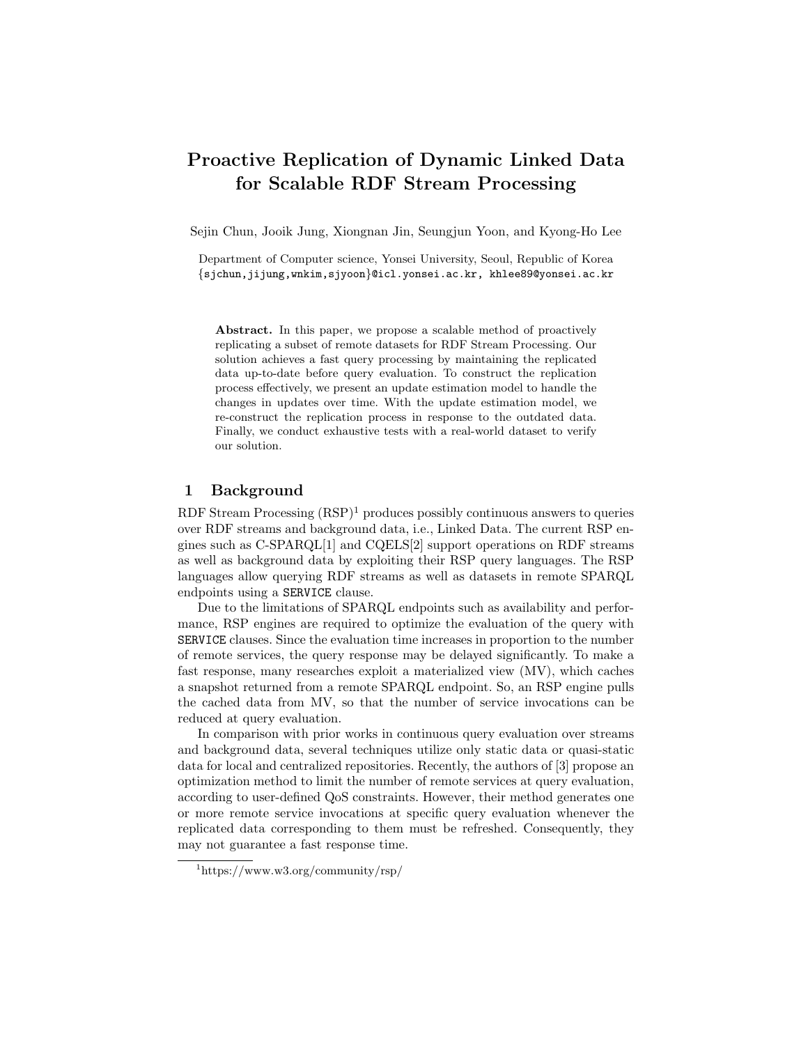# Proactive Replication of Dynamic Linked Data for Scalable RDF Stream Processing

Sejin Chun, Jooik Jung, Xiongnan Jin, Seungjun Yoon, and Kyong-Ho Lee

Department of Computer science, Yonsei University, Seoul, Republic of Korea
{sjchun,jijung,wnkim,sjyoon}@icl.yonsei.ac.kr, khlee89@yonsei.ac.kr

**Abstract.** In this paper, we propose a scalable method of proactively replicating a subset of remote datasets for RDF Stream Processing. Our solution achieves a fast query processing by maintaining the replicated data up-to-date before query evaluation. To construct the replication process effectively, we present an update estimation model to handle the changes in updates over time. With the update estimation model, we re-construct the replication process in response to the outdated data. Finally, we conduct exhaustive tests with a real-world dataset to verify our solution.

## 1 Background

RDF Stream Processing (RSP)[1] produces possibly continuous answers to queries over RDF streams and background data, i.e., Linked Data. The current RSP engines such as C-SPARQL[1] and CQELS[2] support operations on RDF streams as well as background data by exploiting their RSP query languages. The RSP languages allow querying RDF streams as well as datasets in remote SPARQL endpoints using a `SERVICE` clause.

Due to the limitations of SPARQL endpoints such as availability and performance, RSP engines are required to optimize the evaluation of the query with `SERVICE` clauses. Since the evaluation time increases in proportion to the number of remote services, the query response may be delayed significantly. To make a fast response, many researches exploit a materialized view (MV), which caches a snapshot returned from a remote SPARQL endpoint. So, an RSP engine pulls the cached data from MV, so that the number of service invocations can be reduced at query evaluation.

In comparison with prior works in continuous query evaluation over streams and background data, several techniques utilize only static data or quasi-static data for local and centralized repositories. Recently, the authors of [3] propose an optimization method to limit the number of remote services at query evaluation, according to user-defined QoS constraints. However, their method generates one or more remote service invocations at specific query evaluation whenever the replicated data corresponding to them must be refreshed. Consequently, they may not guarantee a fast response time.

[1]https://www.w3.org/community/rsp/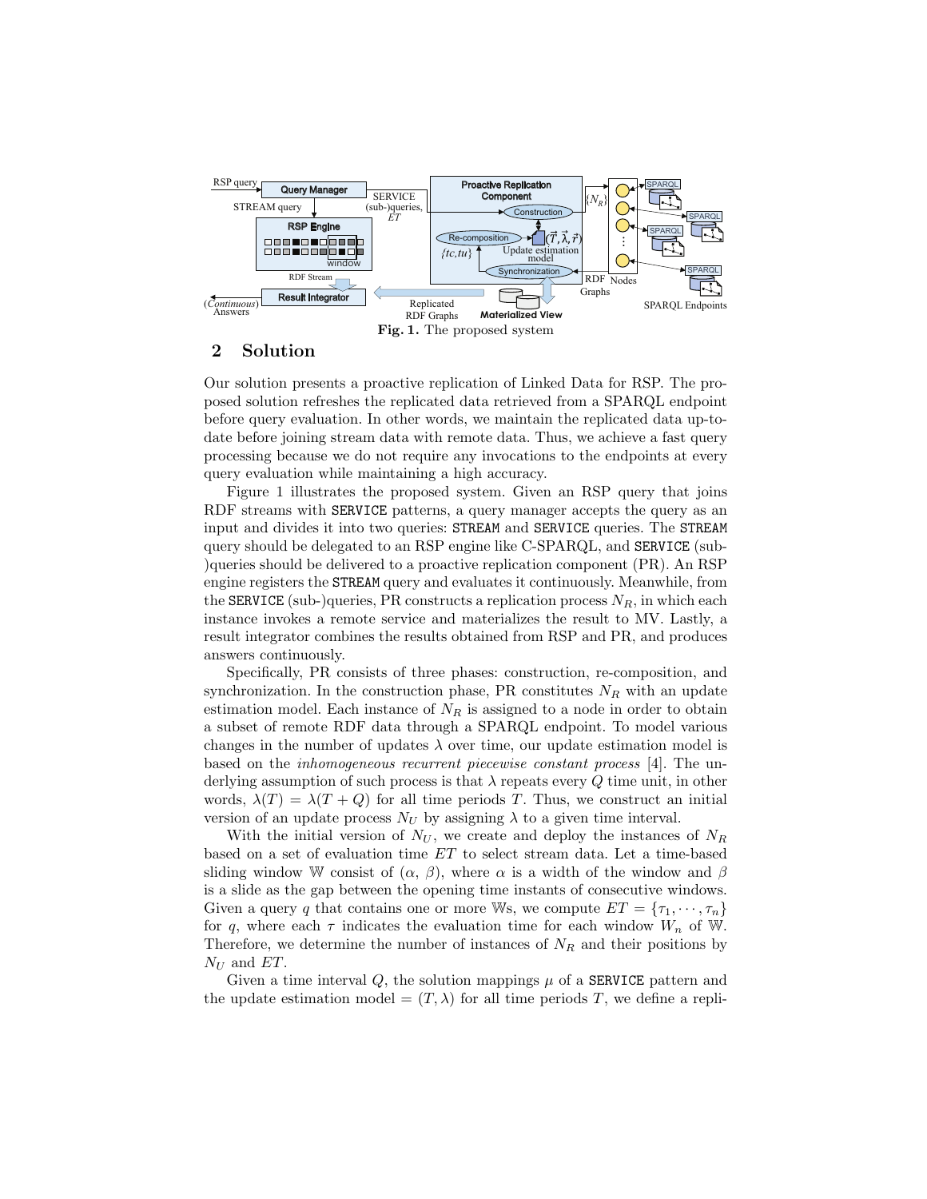Fig. 1. The proposed system

## 2 Solution

Our solution presents a proactive replication of Linked Data for RSP. The proposed solution refreshes the replicated data retrieved from a SPARQL endpoint before query evaluation. In other words, we maintain the replicated data up-to-date before joining stream data with remote data. Thus, we achieve a fast query processing because we do not require any invocations to the endpoints at every query evaluation while maintaining a high accuracy.

Figure 1 illustrates the proposed system. Given an RSP query that joins RDF streams with `SERVICE` patterns, a query manager accepts the query as an input and divides it into two queries: `STREAM` and `SERVICE` queries. The `STREAM` query should be delegated to an RSP engine like C-SPARQL, and `SERVICE` (sub-)queries should be delivered to a proactive replication component (PR). An RSP engine registers the `STREAM` query and evaluates it continuously. Meanwhile, from the `SERVICE` (sub-)queries, PR constructs a replication process $N_R$, in which each instance invokes a remote service and materializes the result to MV. Lastly, a result integrator combines the results obtained from RSP and PR, and produces answers continuously.

Specifically, PR consists of three phases: construction, re-composition, and synchronization. In the construction phase, PR constitutes $N_R$ with an update estimation model. Each instance of $N_R$ is assigned to a node in order to obtain a subset of remote RDF data through a SPARQL endpoint. To model various changes in the number of updates $\lambda$ over time, our update estimation model is based on the *inhomogeneous recurrent piecewise constant process* [4]. The underlying assumption of such process is that $\lambda$ repeats every $Q$ time unit, in other words, $\lambda(T) = \lambda(T + Q)$ for all time periods $T$. Thus, we construct an initial version of an update process $N_U$ by assigning $\lambda$ to a given time interval.

With the initial version of $N_U$, we create and deploy the instances of $N_R$ based on a set of evaluation time $ET$ to select stream data. Let a time-based sliding window $\mathbb{W}$ consist of ($\alpha$, $\beta$), where $\alpha$ is a width of the window and $\beta$ is a slide as the gap between the opening time instants of consecutive windows. Given a query $q$ that contains one or more $\mathbb{W}$s, we compute $ET = \{\tau_1, \cdots, \tau_n\}$ for $q$, where each $\tau$ indicates the evaluation time for each window $W_n$ of $\mathbb{W}$. Therefore, we determine the number of instances of $N_R$ and their positions by $N_U$ and $ET$.

Given a time interval $Q$, the solution mappings $\mu$ of a `SERVICE` pattern and the update estimation model $= (T, \lambda)$ for all time periods $T$, we define a repli-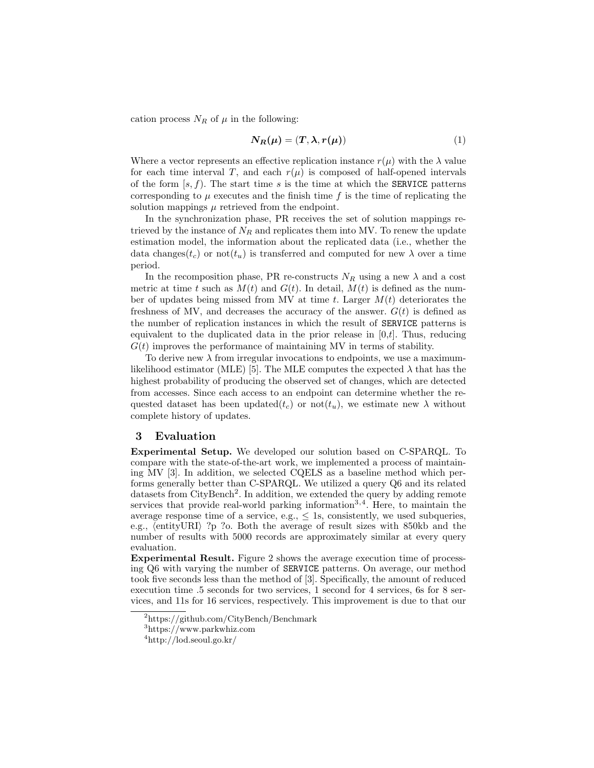cation process $N_R$ of $\mu$ in the following:

$$\boldsymbol{N_R(\mu) = (T, \lambda, r(\mu))} \tag{1}$$

Where a vector represents an effective replication instance $r(\mu)$ with the $\lambda$ value for each time interval $T$, and each $r(\mu)$ is composed of half-opened intervals of the form $[s, f)$. The start time $s$ is the time at which the `SERVICE` patterns corresponding to $\mu$ executes and the finish time $f$ is the time of replicating the solution mappings $\mu$ retrieved from the endpoint.

In the synchronization phase, PR receives the set of solution mappings retrieved by the instance of $N_R$ and replicates them into MV. To renew the update estimation model, the information about the replicated data (i.e., whether the data changes($t_c$) or not($t_u$) is transferred and computed for new $\lambda$ over a time period.

In the recomposition phase, PR re-constructs $N_R$ using a new $\lambda$ and a cost metric at time $t$ such as $M(t)$ and $G(t)$. In detail, $M(t)$ is defined as the number of updates being missed from MV at time $t$. Larger $M(t)$ deteriorates the freshness of MV, and decreases the accuracy of the answer. $G(t)$ is defined as the number of replication instances in which the result of `SERVICE` patterns is equivalent to the duplicated data in the prior release in [0,$t$]. Thus, reducing $G(t)$ improves the performance of maintaining MV in terms of stability.

To derive new $\lambda$ from irregular invocations to endpoints, we use a maximum-likelihood estimator (MLE) [5]. The MLE computes the expected $\lambda$ that has the highest probability of producing the observed set of changes, which are detected from accesses. Since each access to an endpoint can determine whether the requested dataset has been updated($t_c$) or not($t_u$), we estimate new $\lambda$ without complete history of updates.

## 3 Evaluation

**Experimental Setup.** We developed our solution based on C-SPARQL. To compare with the state-of-the-art work, we implemented a process of maintaining MV [3]. In addition, we selected CQELS as a baseline method which performs generally better than C-SPARQL. We utilized a query Q6 and its related datasets from CityBench[2]. In addition, we extended the query by adding remote services that provide real-world parking information[3,4]. Here, to maintain the average response time of a service, e.g., $\leq$ 1s, consistently, we used subqueries, e.g., ⟨entityURI⟩ ?p ?o. Both the average of result sizes with 850kb and the number of results with 5000 records are approximately similar at every query evaluation.

**Experimental Result.** Figure 2 shows the average execution time of processing Q6 with varying the number of `SERVICE` patterns. On average, our method took five seconds less than the method of [3]. Specifically, the amount of reduced execution time .5 seconds for two services, 1 second for 4 services, 6s for 8 services, and 11s for 16 services, respectively. This improvement is due to that our

[2] https://github.com/CityBench/Benchmark

[3] https://www.parkwhiz.com

[4] http://lod.seoul.go.kr/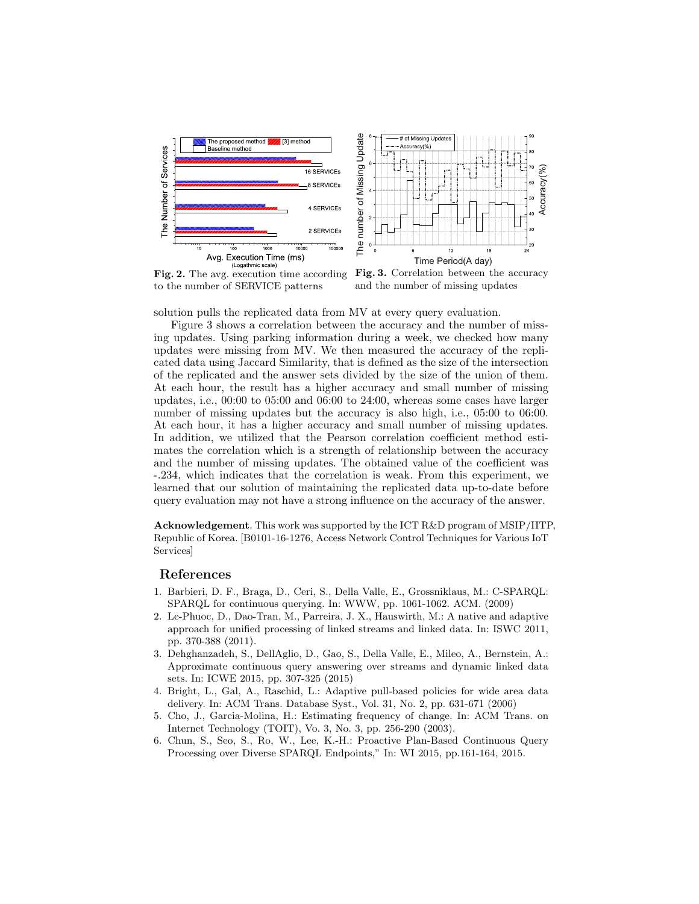The Number of Services

The proposed method [3] method Baseline method

16 SERVICEs

8 SERVICEs

4 SERVICEs

2 SERVICEs

10 100 1000 10000 100000

Avg. Execution Time (ms)
(Logathmic scale)

**Fig. 2.** The avg. execution time according to the number of SERVICE patterns

The number of Missing Update

# of Missing Updates
Accuracy(%)

Accuracy(%)

Time Period(A day)

**Fig. 3.** Correlation between the accuracy and the number of missing updates

solution pulls the replicated data from MV at every query evaluation.

Figure 3 shows a correlation between the accuracy and the number of missing updates. Using parking information during a week, we checked how many updates were missing from MV. We then measured the accuracy of the replicated data using Jaccard Similarity, that is defined as the size of the intersection of the replicated and the answer sets divided by the size of the union of them. At each hour, the result has a higher accuracy and small number of missing updates, i.e., 00:00 to 05:00 and 06:00 to 24:00, whereas some cases have larger number of missing updates but the accuracy is also high, i.e., 05:00 to 06:00. At each hour, it has a higher accuracy and small number of missing updates. In addition, we utilized that the Pearson correlation coefficient method estimates the correlation which is a strength of relationship between the accuracy and the number of missing updates. The obtained value of the coefficient was -.234, which indicates that the correlation is weak. From this experiment, we learned that our solution of maintaining the replicated data up-to-date before query evaluation may not have a strong influence on the accuracy of the answer.

**Acknowledgement**. This work was supported by the ICT R&D program of MSIP/IITP, Republic of Korea. [B0101-16-1276, Access Network Control Techniques for Various IoT Services]

# References

1. Barbieri, D. F., Braga, D., Ceri, S., Della Valle, E., Grossniklaus, M.: C-SPARQL: SPARQL for continuous querying. In: WWW, pp. 1061-1062. ACM. (2009)
2. Le-Phuoc, D., Dao-Tran, M., Parreira, J. X., Hauswirth, M.: A native and adaptive approach for unified processing of linked streams and linked data. In: ISWC 2011, pp. 370-388 (2011).
3. Dehghanzadeh, S., DellAglio, D., Gao, S., Della Valle, E., Mileo, A., Bernstein, A.: Approximate continuous query answering over streams and dynamic linked data sets. In: ICWE 2015, pp. 307-325 (2015)
4. Bright, L., Gal, A., Raschid, L.: Adaptive pull-based policies for wide area data delivery. In: ACM Trans. Database Syst., Vol. 31, No. 2, pp. 631-671 (2006)
5. Cho, J., Garcia-Molina, H.: Estimating frequency of change. In: ACM Trans. on Internet Technology (TOIT), Vo. 3, No. 3, pp. 256-290 (2003).
6. Chun, S., Seo, S., Ro, W., Lee, K.-H.: Proactive Plan-Based Continuous Query Processing over Diverse SPARQL Endpoints," In: WI 2015, pp.161-164, 2015.